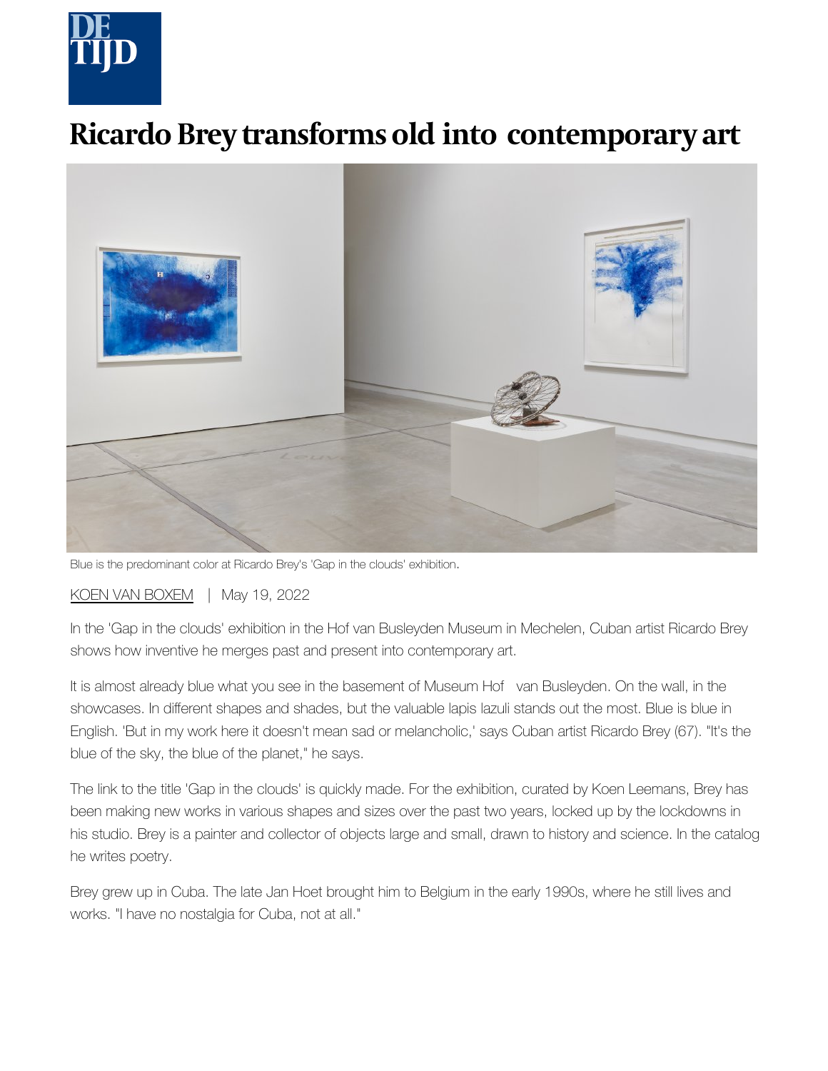DE TIJD

# Ricardo Brey transforms old into contemporary art

Blue is the predominant color at Ricardo Brey's 'Gap in the clouds' exhibition.

KOEN VAN BOXEM | May 19, 2022

In the 'Gap in the clouds' exhibition in the Hof van Busleyden Museum in Mechelen, Cuban artist Ricardo Brey shows how inventive he merges past and present into contemporary art.

It is almost already blue what you see in the basement of Museum Hof van Busleyden. On the wall, in the showcases. In different shapes and shades, but the valuable lapis lazuli stands out the most. Blue is blue in English. 'But in my work here it doesn't mean sad or melancholic,' says Cuban artist Ricardo Brey (67). "It's the blue of the sky, the blue of the planet," he says.

The link to the title 'Gap in the clouds' is quickly made. For the exhibition, curated by Koen Leemans, Brey has been making new works in various shapes and sizes over the past two years, locked up by the lockdowns in his studio. Brey is a painter and collector of objects large and small, drawn to history and science. In the catalog he writes poetry.

Brey grew up in Cuba. The late Jan Hoet brought him to Belgium in the early 1990s, where he still lives and works. "I have no nostalgia for Cuba, not at all."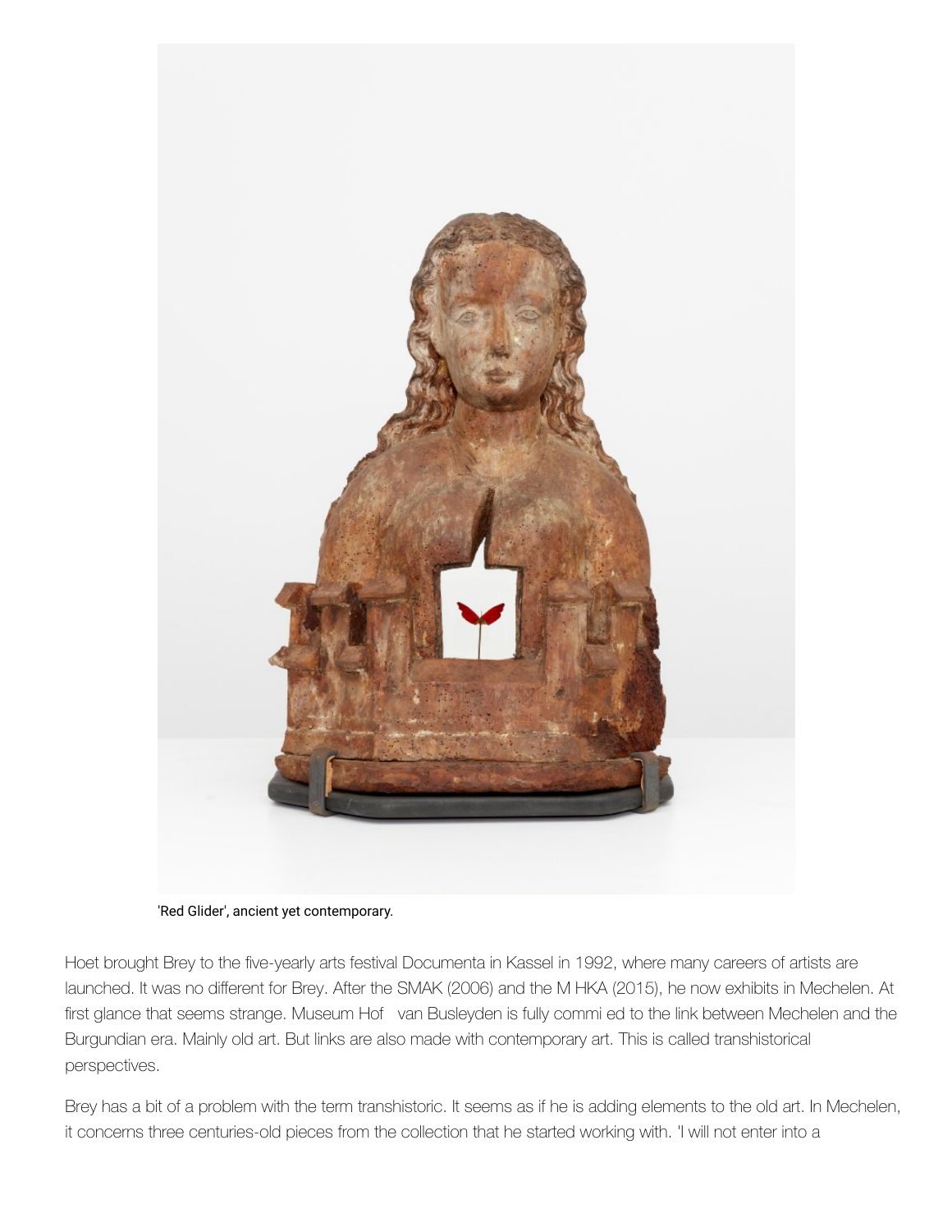'Red Glider', ancient yet contemporary.

Hoet brought Brey to the five-yearly arts festival Documenta in Kassel in 1992, where many careers of artists are launched. It was no different for Brey. After the SMAK (2006) and the M HKA (2015), he now exhibits in Mechelen. At first glance that seems strange. Museum Hof van Busleyden is fully commi ed to the link between Mechelen and the Burgundian era. Mainly old art. But links are also made with contemporary art. This is called transhistorical perspectives.

Brey has a bit of a problem with the term transhistoric. It seems as if he is adding elements to the old art. In Mechelen, it concerns three centuries-old pieces from the collection that he started working with. 'I will not enter into a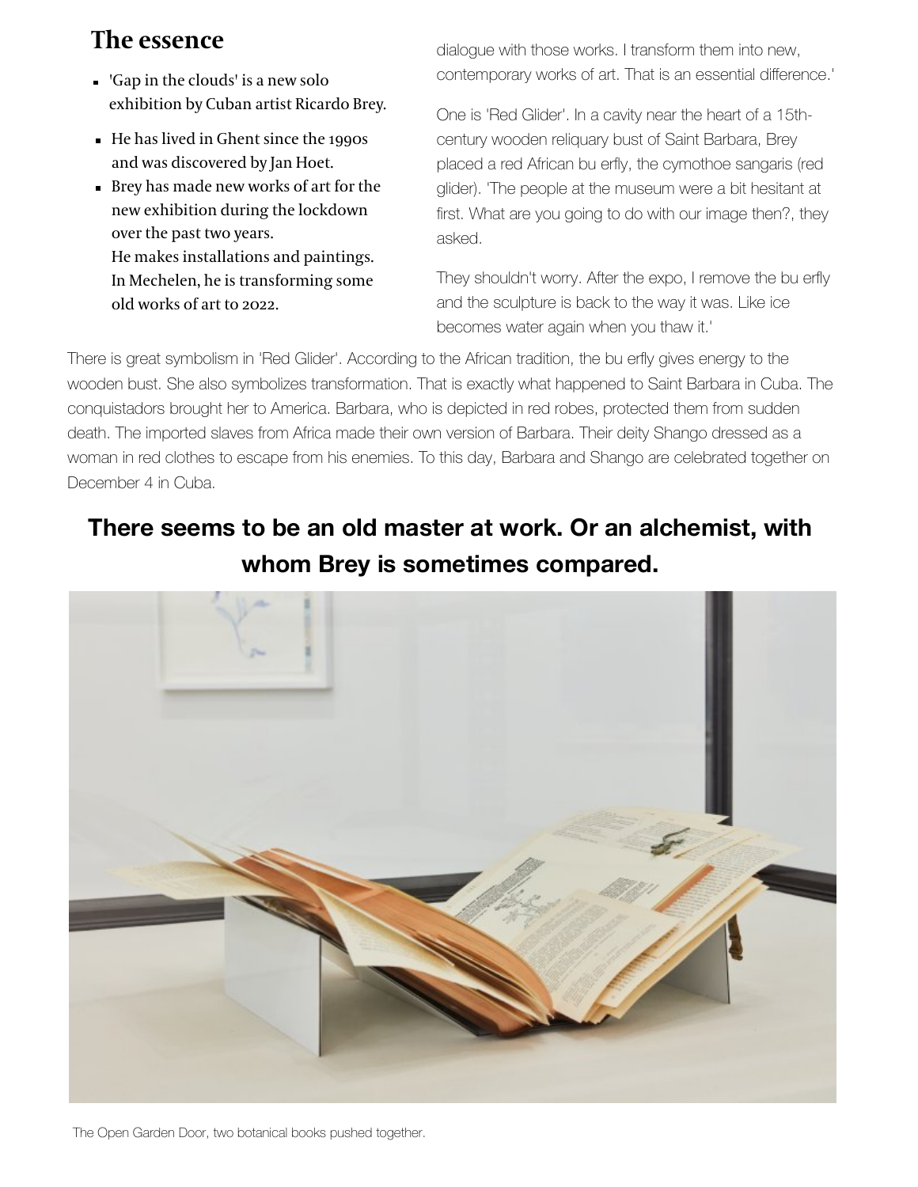## The essence

- 'Gap in the clouds' is a new solo exhibition by Cuban artist Ricardo Brey.
- He has lived in Ghent since the 1990s and was discovered by Jan Hoet.
- Brey has made new works of art for the new exhibition during the lockdown over the past two years.
  He makes installations and paintings.
  In Mechelen, he is transforming some old works of art to 2022.

dialogue with those works. I transform them into new, contemporary works of art. That is an essential difference.'

One is 'Red Glider'. In a cavity near the heart of a 15th-century wooden reliquary bust of Saint Barbara, Brey placed a red African bu erfly, the cymothoe sangaris (red glider). 'The people at the museum were a bit hesitant at first. What are you going to do with our image then?, they asked.

They shouldn't worry. After the expo, I remove the bu erfly and the sculpture is back to the way it was. Like ice becomes water again when you thaw it.'

There is great symbolism in 'Red Glider'. According to the African tradition, the bu erfly gives energy to the wooden bust. She also symbolizes transformation. That is exactly what happened to Saint Barbara in Cuba. The conquistadors brought her to America. Barbara, who is depicted in red robes, protected them from sudden death. The imported slaves from Africa made their own version of Barbara. Their deity Shango dressed as a woman in red clothes to escape from his enemies. To this day, Barbara and Shango are celebrated together on December 4 in Cuba.

**There seems to be an old master at work. Or an alchemist, with whom Brey is sometimes compared.**

The Open Garden Door, two botanical books pushed together.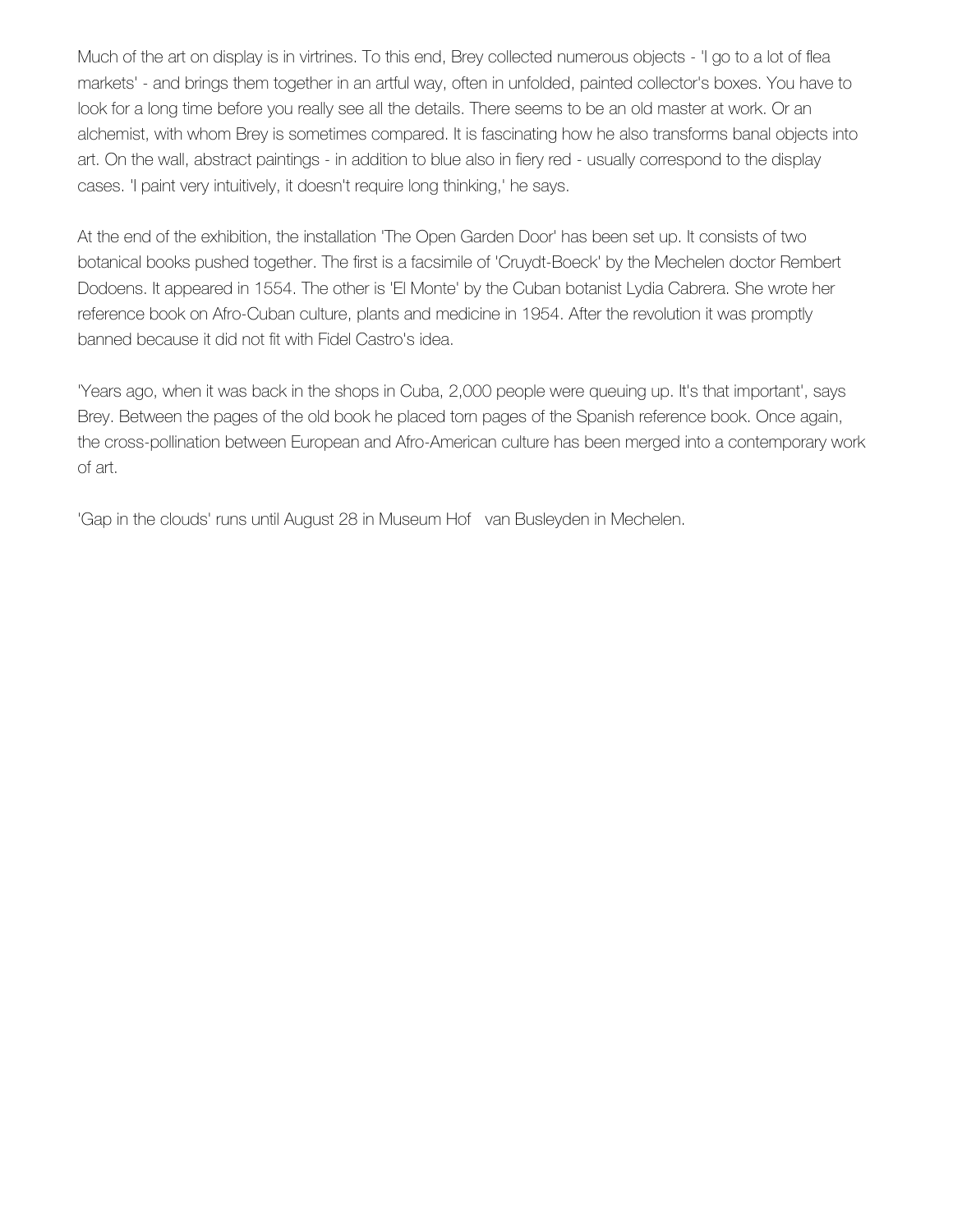Much of the art on display is in virtrines. To this end, Brey collected numerous objects - 'I go to a lot of flea markets' - and brings them together in an artful way, often in unfolded, painted collector's boxes. You have to look for a long time before you really see all the details. There seems to be an old master at work. Or an alchemist, with whom Brey is sometimes compared. It is fascinating how he also transforms banal objects into art. On the wall, abstract paintings - in addition to blue also in fiery red - usually correspond to the display cases. 'I paint very intuitively, it doesn't require long thinking,' he says.

At the end of the exhibition, the installation 'The Open Garden Door' has been set up. It consists of two botanical books pushed together. The first is a facsimile of 'Cruydt-Boeck' by the Mechelen doctor Rembert Dodoens. It appeared in 1554. The other is 'El Monte' by the Cuban botanist Lydia Cabrera. She wrote her reference book on Afro-Cuban culture, plants and medicine in 1954. After the revolution it was promptly banned because it did not fit with Fidel Castro's idea.

'Years ago, when it was back in the shops in Cuba, 2,000 people were queuing up. It's that important', says Brey. Between the pages of the old book he placed torn pages of the Spanish reference book. Once again, the cross-pollination between European and Afro-American culture has been merged into a contemporary work of art.

'Gap in the clouds' runs until August 28 in Museum Hof van Busleyden in Mechelen.